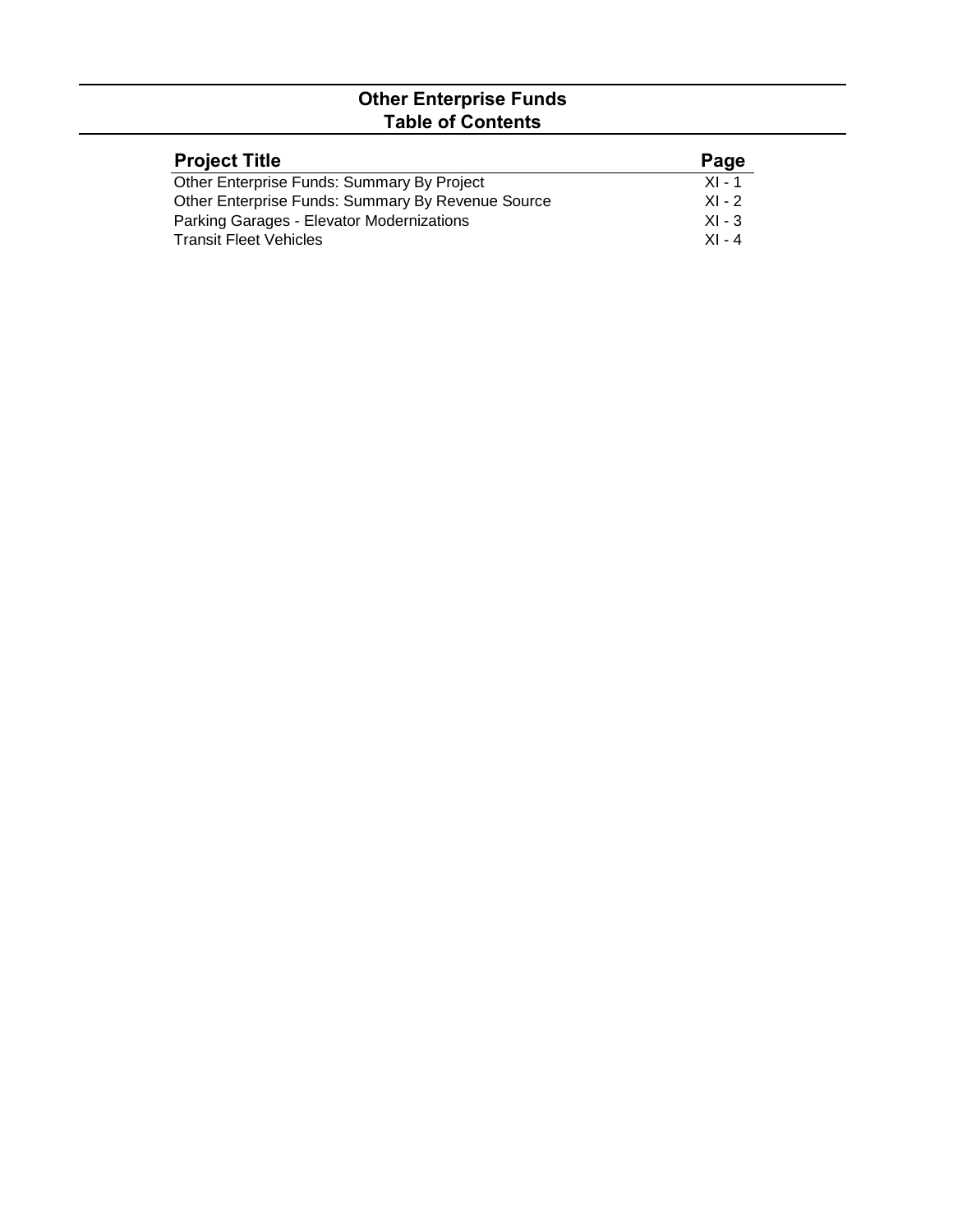# Other Enterprise Funds
## Table of Contents

| Project Title | Page |
| --- | --- |
| Other Enterprise Funds: Summary By Project | XI - 1 |
| Other Enterprise Funds: Summary By Revenue Source | XI - 2 |
| Parking Garages - Elevator Modernizations | XI - 3 |
| Transit Fleet Vehicles | XI - 4 |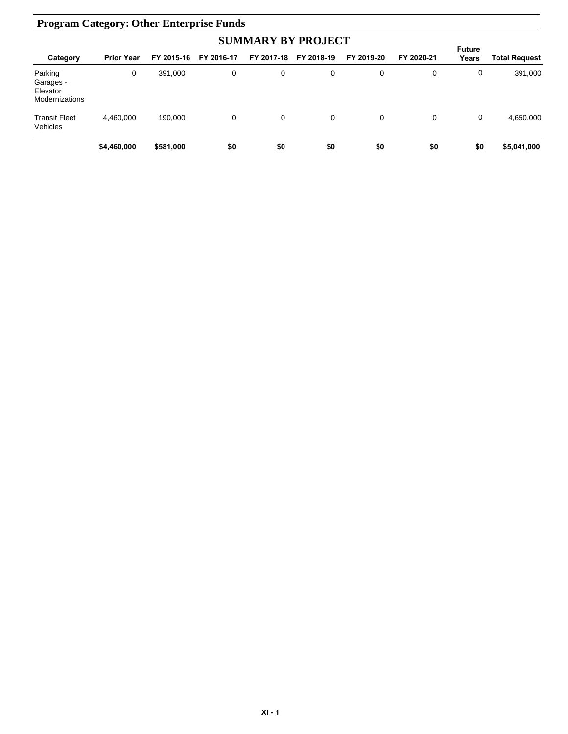## Program Category: Other Enterprise Funds

### SUMMARY BY PROJECT

| Category | Prior Year | FY 2015-16 | FY 2016-17 | FY 2017-18 | FY 2018-19 | FY 2019-20 | FY 2020-21 | Future Years | Total Request |
|---|---|---|---|---|---|---|---|---|---|
| Parking Garages - Elevator Modernizations | 0 | 391,000 | 0 | 0 | 0 | 0 | 0 | 0 | 391,000 |
| Transit Fleet Vehicles | 4,460,000 | 190,000 | 0 | 0 | 0 | 0 | 0 | 0 | 4,650,000 |
| | **$4,460,000** | **$581,000** | **$0** | **$0** | **$0** | **$0** | **$0** | **$0** | **$5,041,000** |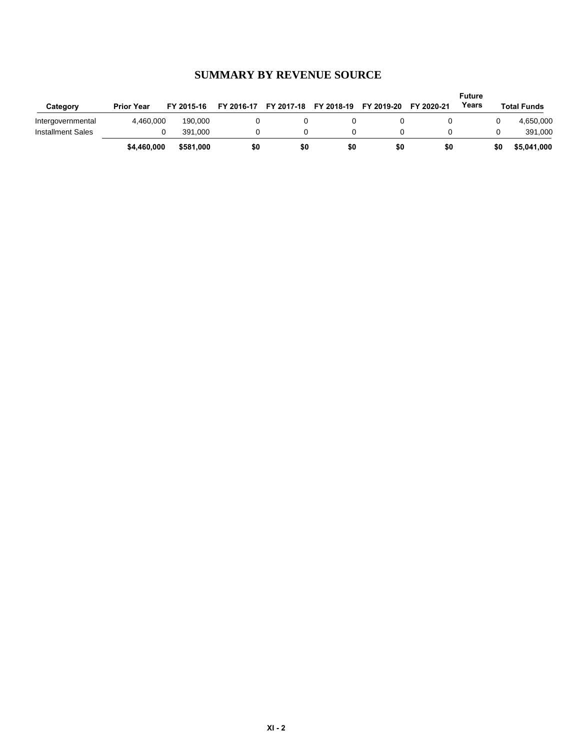## SUMMARY BY REVENUE SOURCE

| Category | Prior Year | FY 2015-16 | FY 2016-17 | FY 2017-18 | FY 2018-19 | FY 2019-20 | FY 2020-21 | Future Years | Total Funds |
|---|---|---|---|---|---|---|---|---|---|
| Intergovernmental | 4,460,000 | 190,000 | 0 | 0 | 0 | 0 | 0 | 0 | 4,650,000 |
| Installment Sales | 0 | 391,000 | 0 | 0 | 0 | 0 | 0 | 0 | 391,000 |
| | **$4,460,000** | **$581,000** | **$0** | **$0** | **$0** | **$0** | **$0** | **$0** | **$5,041,000** |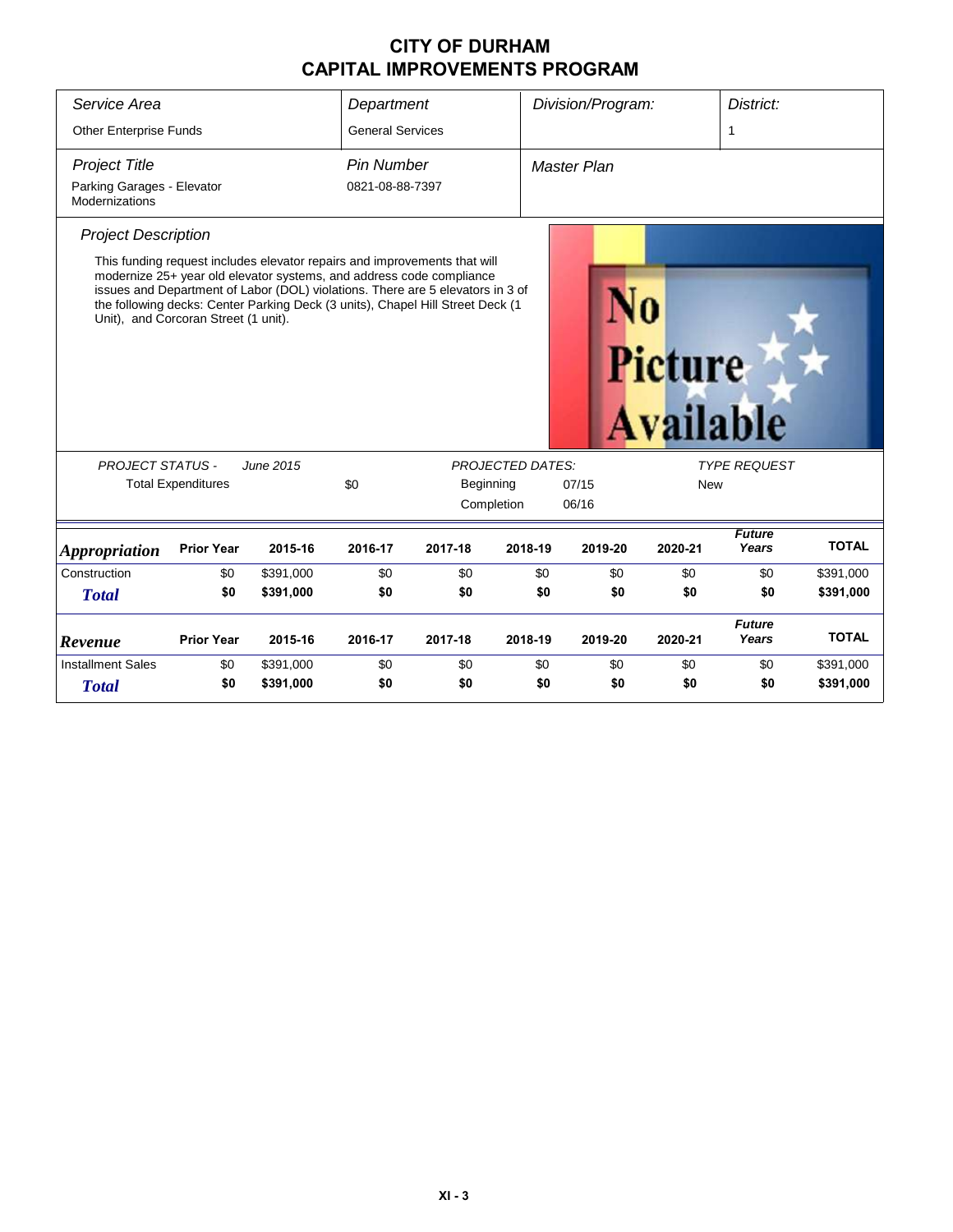# CITY OF DURHAM
# CAPITAL IMPROVEMENTS PROGRAM

| Service Area | Department | Division/Program: | District: |
|---|---|---|---|
| Other Enterprise Funds | General Services | | 1 |

| Project Title | Pin Number | Master Plan |
|---|---|---|
| Parking Garages - Elevator Modernizations | 0821-08-88-7397 | |

### Project Description

This funding request includes elevator repairs and improvements that will modernize 25+ year old elevator systems, and address code compliance issues and Department of Labor (DOL) violations. There are 5 elevators in 3 of the following decks: Center Parking Deck (3 units), Chapel Hill Street Deck (1 Unit), and Corcoran Street (1 unit).

No Picture Available

| PROJECT STATUS - June 2015 | | PROJECTED DATES: | | TYPE REQUEST |
|---|---|---|---|---|
| Total Expenditures | $0 | Beginning | 07/15 | New |
| | | Completion | 06/16 | |

| *Appropriation* | Prior Year | 2015-16 | 2016-17 | 2017-18 | 2018-19 | 2019-20 | 2020-21 | Future Years | TOTAL |
|---|---|---|---|---|---|---|---|---|---|
| Construction | $0 | $391,000 | $0 | $0 | $0 | $0 | $0 | $0 | $391,000 |
| ***Total*** | **$0** | **$391,000** | **$0** | **$0** | **$0** | **$0** | **$0** | **$0** | **$391,000** |

| *Revenue* | Prior Year | 2015-16 | 2016-17 | 2017-18 | 2018-19 | 2019-20 | 2020-21 | Future Years | TOTAL |
|---|---|---|---|---|---|---|---|---|---|
| Installment Sales | $0 | $391,000 | $0 | $0 | $0 | $0 | $0 | $0 | $391,000 |
| ***Total*** | **$0** | **$391,000** | **$0** | **$0** | **$0** | **$0** | **$0** | **$0** | **$391,000** |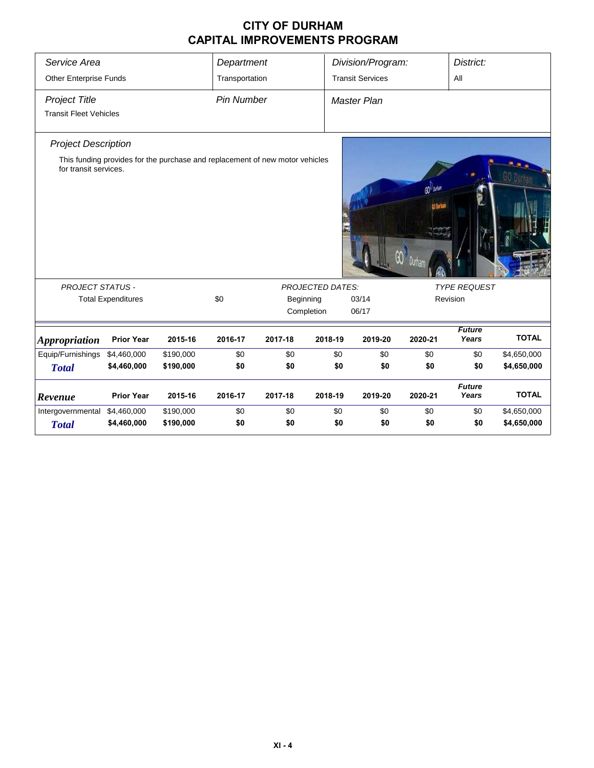# CITY OF DURHAM
# CAPITAL IMPROVEMENTS PROGRAM

| Service Area | Department | Division/Program: | District: |
|---|---|---|---|
| Other Enterprise Funds | Transportation | Transit Services | All |

| Project Title | Pin Number | Master Plan |
|---|---|---|
| Transit Fleet Vehicles | | |

*Project Description*

This funding provides for the purchase and replacement of new motor vehicles for transit services.

| PROJECT STATUS - | | PROJECTED DATES: | | TYPE REQUEST |
|---|---|---|---|---|
| Total Expenditures | $0 | Beginning | 03/14 | Revision |
| | | Completion | 06/17 | |

| Appropriation | Prior Year | 2015-16 | 2016-17 | 2017-18 | 2018-19 | 2019-20 | 2020-21 | Future Years | TOTAL |
|---|---|---|---|---|---|---|---|---|---|
| Equip/Furnishings | $4,460,000 | $190,000 | $0 | $0 | $0 | $0 | $0 | $0 | $4,650,000 |
| **Total** | **$4,460,000** | **$190,000** | **$0** | **$0** | **$0** | **$0** | **$0** | **$0** | **$4,650,000** |

| Revenue | Prior Year | 2015-16 | 2016-17 | 2017-18 | 2018-19 | 2019-20 | 2020-21 | Future Years | TOTAL |
|---|---|---|---|---|---|---|---|---|---|
| Intergovernmental | $4,460,000 | $190,000 | $0 | $0 | $0 | $0 | $0 | $0 | $4,650,000 |
| **Total** | **$4,460,000** | **$190,000** | **$0** | **$0** | **$0** | **$0** | **$0** | **$0** | **$4,650,000** |